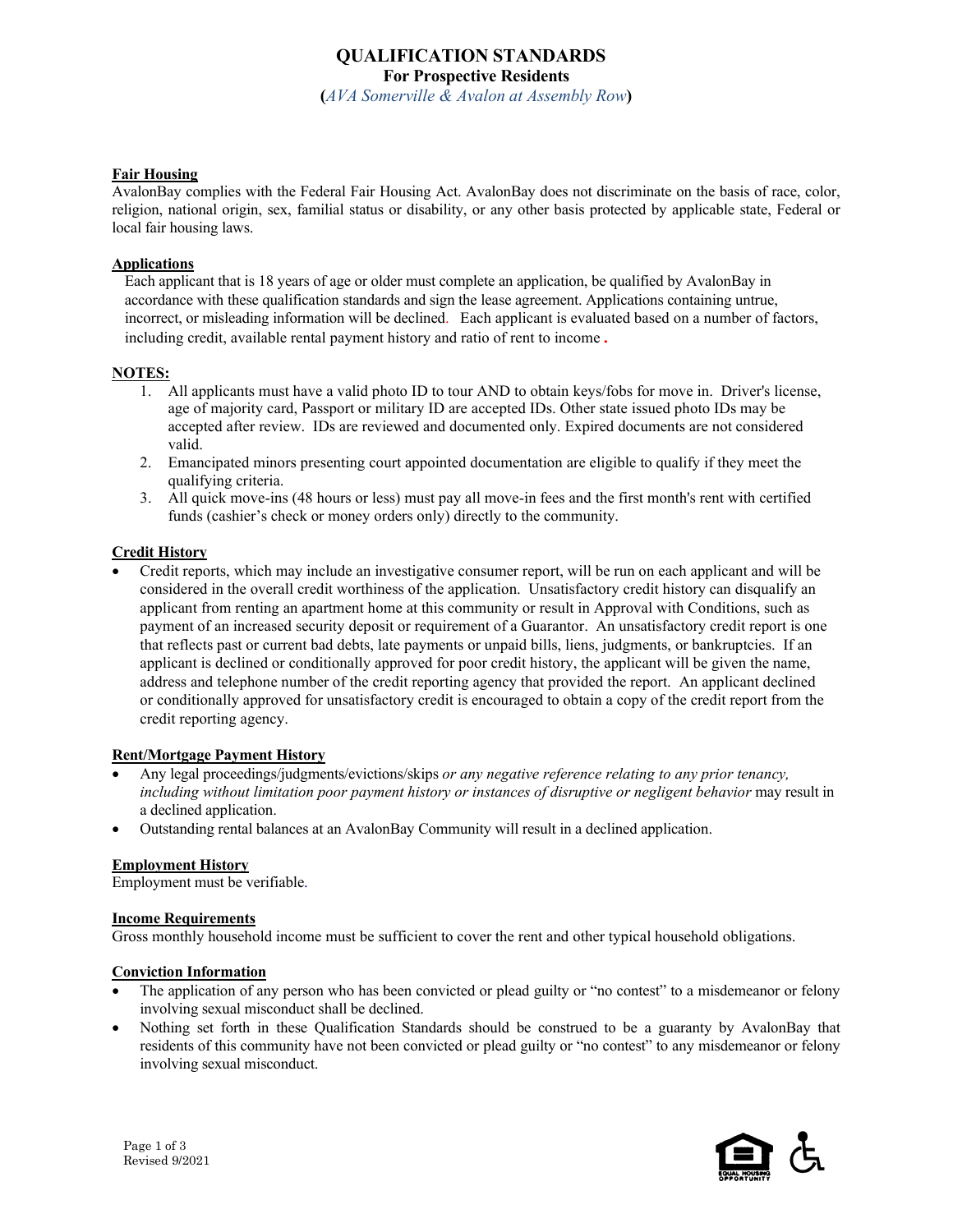# QUALIFICATION STANDARDS

## For Prospective Residents

**(***AVA Somerville & Avalon at Assembly Row***)**

**Fair Housing**

AvalonBay complies with the Federal Fair Housing Act. AvalonBay does not discriminate on the basis of race, color, religion, national origin, sex, familial status or disability, or any other basis protected by applicable state, Federal or local fair housing laws.

**Applications**

Each applicant that is 18 years of age or older must complete an application, be qualified by AvalonBay in accordance with these qualification standards and sign the lease agreement. Applications containing untrue, incorrect, or misleading information will be declined. Each applicant is evaluated based on a number of factors, including credit, available rental payment history and ratio of rent to income.

**NOTES:**

1. All applicants must have a valid photo ID to tour AND to obtain keys/fobs for move in. Driver's license, age of majority card, Passport or military ID are accepted IDs. Other state issued photo IDs may be accepted after review. IDs are reviewed and documented only. Expired documents are not considered valid.
2. Emancipated minors presenting court appointed documentation are eligible to qualify if they meet the qualifying criteria.
3. All quick move-ins (48 hours or less) must pay all move-in fees and the first month's rent with certified funds (cashier's check or money orders only) directly to the community.

**Credit History**

- Credit reports, which may include an investigative consumer report, will be run on each applicant and will be considered in the overall credit worthiness of the application. Unsatisfactory credit history can disqualify an applicant from renting an apartment home at this community or result in Approval with Conditions, such as payment of an increased security deposit or requirement of a Guarantor. An unsatisfactory credit report is one that reflects past or current bad debts, late payments or unpaid bills, liens, judgments, or bankruptcies. If an applicant is declined or conditionally approved for poor credit history, the applicant will be given the name, address and telephone number of the credit reporting agency that provided the report. An applicant declined or conditionally approved for unsatisfactory credit is encouraged to obtain a copy of the credit report from the credit reporting agency.

**Rent/Mortgage Payment History**

- Any legal proceedings/judgments/evictions/skips *or any negative reference relating to any prior tenancy, including without limitation poor payment history or instances of disruptive or negligent behavior* may result in a declined application.
- Outstanding rental balances at an AvalonBay Community will result in a declined application.

**Employment History**

Employment must be verifiable.

**Income Requirements**

Gross monthly household income must be sufficient to cover the rent and other typical household obligations.

**Conviction Information**

- The application of any person who has been convicted or plead guilty or "no contest" to a misdemeanor or felony involving sexual misconduct shall be declined.
- Nothing set forth in these Qualification Standards should be construed to be a guaranty by AvalonBay that residents of this community have not been convicted or plead guilty or "no contest" to any misdemeanor or felony involving sexual misconduct.

Revised 9/2021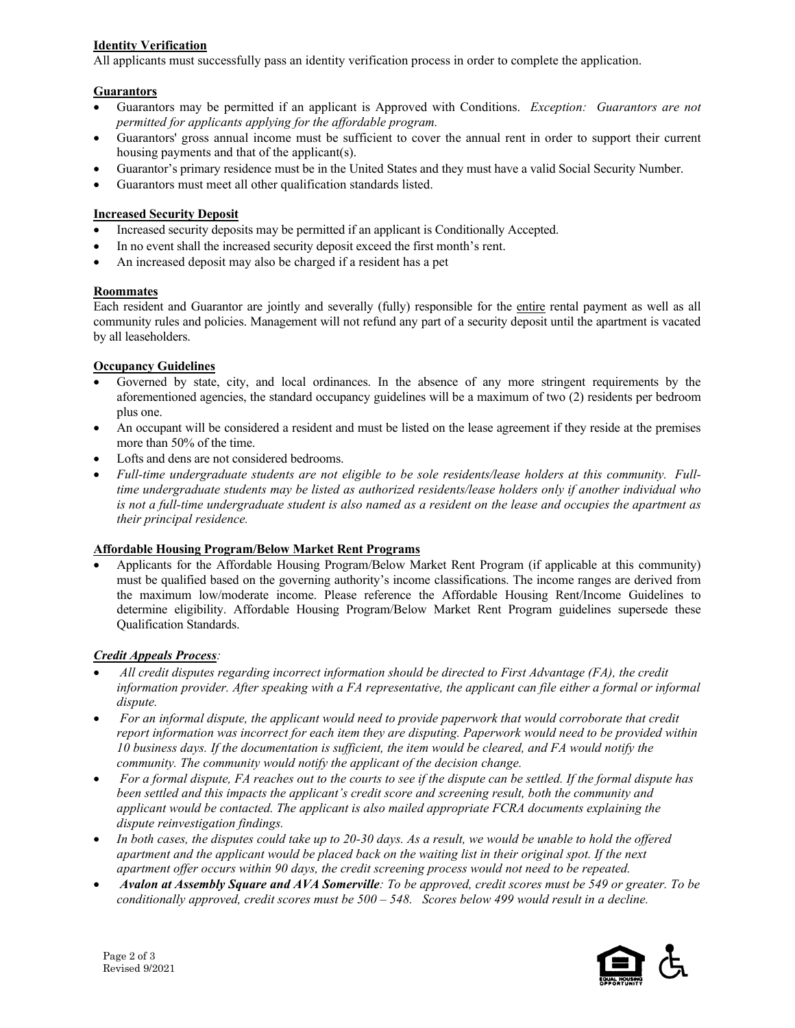**Identity Verification**

All applicants must successfully pass an identity verification process in order to complete the application.

**Guarantors**

- Guarantors may be permitted if an applicant is Approved with Conditions. *Exception: Guarantors are not permitted for applicants applying for the affordable program.*
- Guarantors' gross annual income must be sufficient to cover the annual rent in order to support their current housing payments and that of the applicant(s).
- Guarantor's primary residence must be in the United States and they must have a valid Social Security Number.
- Guarantors must meet all other qualification standards listed.

**Increased Security Deposit**

- Increased security deposits may be permitted if an applicant is Conditionally Accepted.
- In no event shall the increased security deposit exceed the first month's rent.
- An increased deposit may also be charged if a resident has a pet

**Roommates**

Each resident and Guarantor are jointly and severally (fully) responsible for the entire rental payment as well as all community rules and policies. Management will not refund any part of a security deposit until the apartment is vacated by all leaseholders.

**Occupancy Guidelines**

- Governed by state, city, and local ordinances. In the absence of any more stringent requirements by the aforementioned agencies, the standard occupancy guidelines will be a maximum of two (2) residents per bedroom plus one.
- An occupant will be considered a resident and must be listed on the lease agreement if they reside at the premises more than 50% of the time.
- Lofts and dens are not considered bedrooms.
- *Full-time undergraduate students are not eligible to be sole residents/lease holders at this community. Full-time undergraduate students may be listed as authorized residents/lease holders only if another individual who is not a full-time undergraduate student is also named as a resident on the lease and occupies the apartment as their principal residence.*

**Affordable Housing Program/Below Market Rent Programs**

- Applicants for the Affordable Housing Program/Below Market Rent Program (if applicable at this community) must be qualified based on the governing authority's income classifications. The income ranges are derived from the maximum low/moderate income. Please reference the Affordable Housing Rent/Income Guidelines to determine eligibility. Affordable Housing Program/Below Market Rent Program guidelines supersede these Qualification Standards.

***Credit Appeals Process:***

- *All credit disputes regarding incorrect information should be directed to First Advantage (FA), the credit information provider. After speaking with a FA representative, the applicant can file either a formal or informal dispute.*
- *For an informal dispute, the applicant would need to provide paperwork that would corroborate that credit report information was incorrect for each item they are disputing. Paperwork would need to be provided within 10 business days. If the documentation is sufficient, the item would be cleared, and FA would notify the community. The community would notify the applicant of the decision change.*
- *For a formal dispute, FA reaches out to the courts to see if the dispute can be settled. If the formal dispute has been settled and this impacts the applicant's credit score and screening result, both the community and applicant would be contacted. The applicant is also mailed appropriate FCRA documents explaining the dispute reinvestigation findings.*
- *In both cases, the disputes could take up to 20-30 days. As a result, we would be unable to hold the offered apartment and the applicant would be placed back on the waiting list in their original spot. If the next apartment offer occurs within 90 days, the credit screening process would not need to be repeated.*
- ***Avalon at Assembly Square and AVA Somerville**: To be approved, credit scores must be 549 or greater. To be conditionally approved, credit scores must be 500 – 548. Scores below 499 would result in a decline.*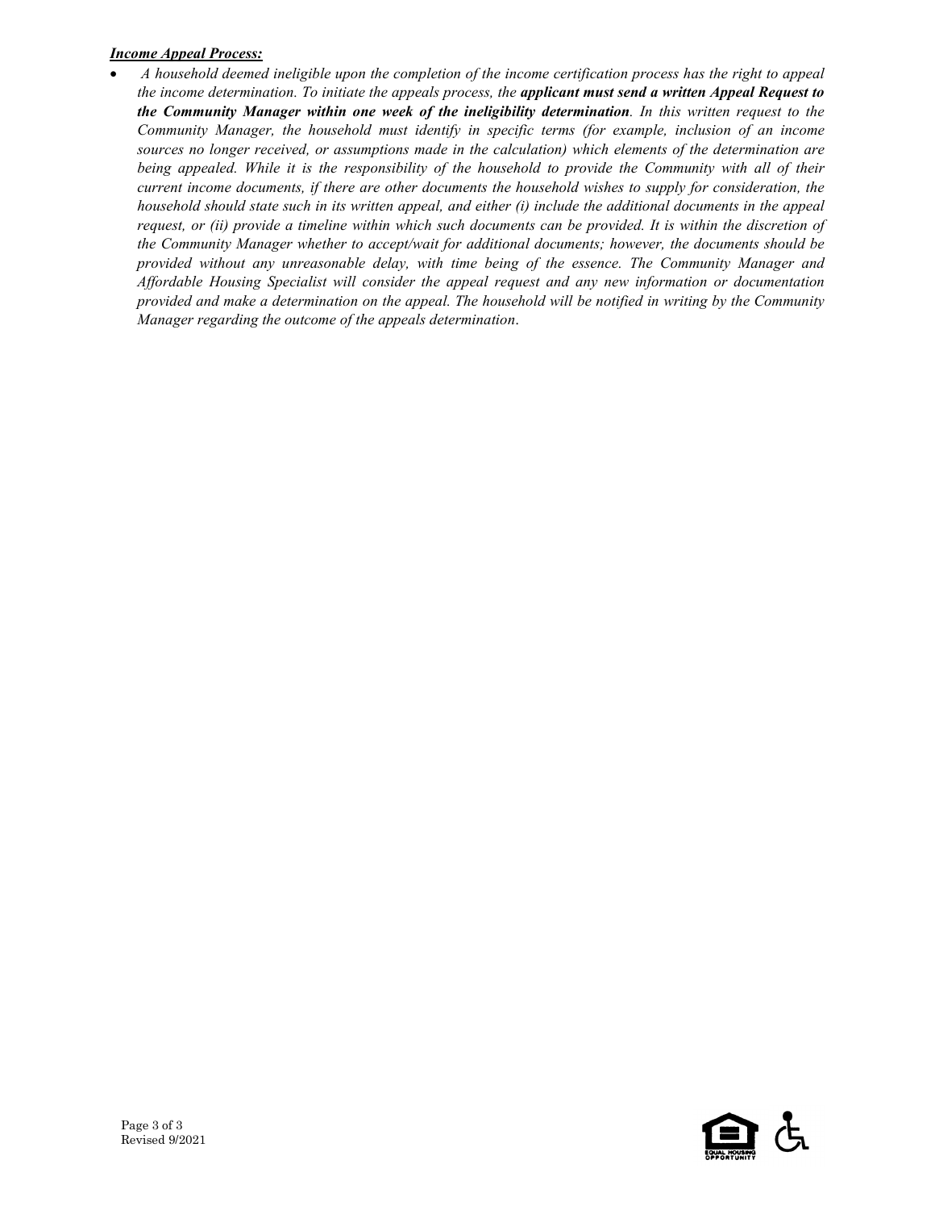***Income Appeal Process:***

- *A household deemed ineligible upon the completion of the income certification process has the right to appeal the income determination. To initiate the appeals process, the* ***applicant must send a written Appeal Request to the Community Manager within one week of the ineligibility determination****. In this written request to the Community Manager, the household must identify in specific terms (for example, inclusion of an income sources no longer received, or assumptions made in the calculation) which elements of the determination are being appealed. While it is the responsibility of the household to provide the Community with all of their current income documents, if there are other documents the household wishes to supply for consideration, the household should state such in its written appeal, and either (i) include the additional documents in the appeal request, or (ii) provide a timeline within which such documents can be provided. It is within the discretion of the Community Manager whether to accept/wait for additional documents; however, the documents should be provided without any unreasonable delay, with time being of the essence. The Community Manager and Affordable Housing Specialist will consider the appeal request and any new information or documentation provided and make a determination on the appeal. The household will be notified in writing by the Community Manager regarding the outcome of the appeals determination.*

Revised 9/2021